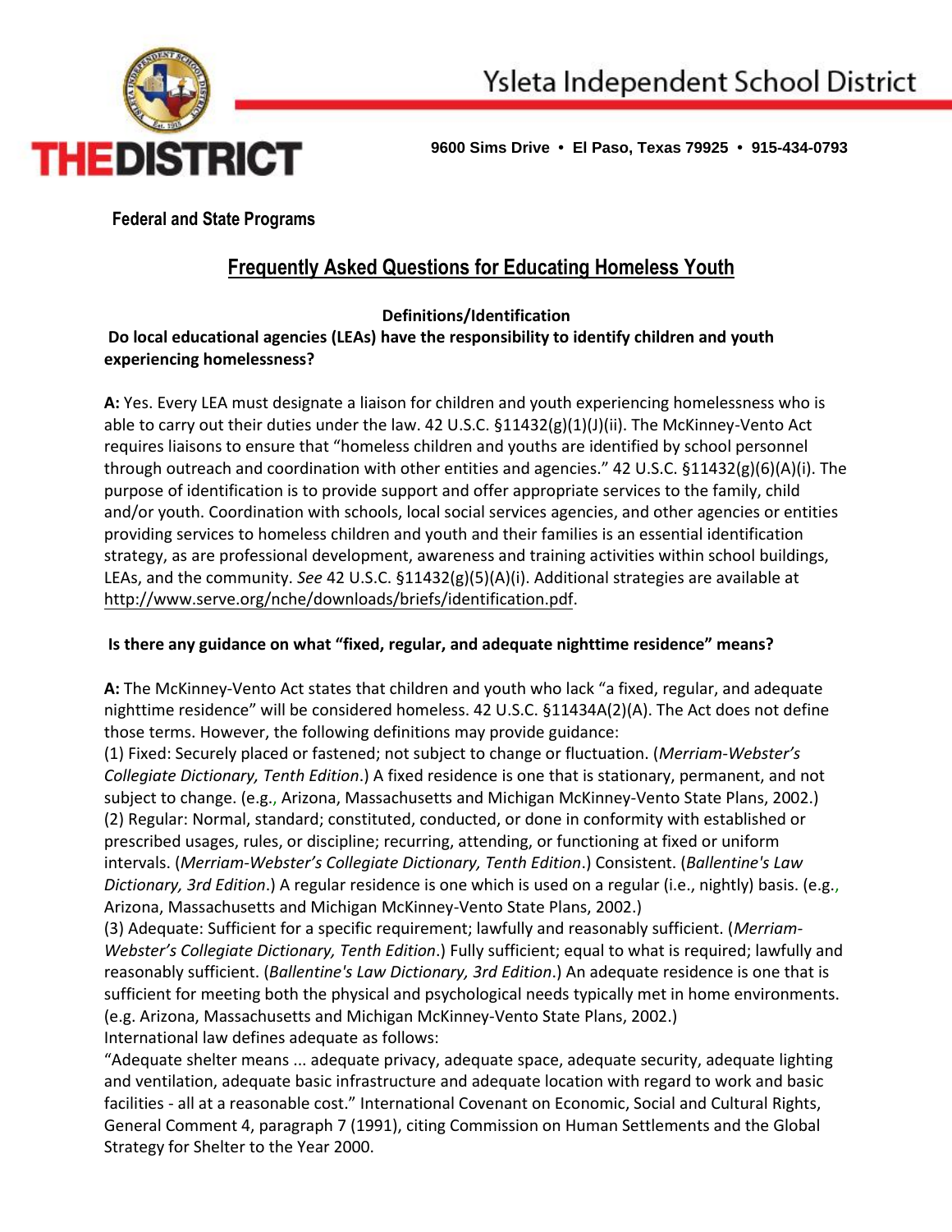# Ysleta Independent School District

**THEDISTRICT**

**9600 Sims Drive • El Paso, Texas 79925 • 915-434-0793**

**Federal and State Programs**

## Frequently Asked Questions for Educating Homeless Youth

### Definitions/Identification

**Do local educational agencies (LEAs) have the responsibility to identify children and youth experiencing homelessness?**

**A:** Yes. Every LEA must designate a liaison for children and youth experiencing homelessness who is able to carry out their duties under the law. 42 U.S.C. §11432(g)(1)(J)(ii). The McKinney-Vento Act requires liaisons to ensure that "homeless children and youths are identified by school personnel through outreach and coordination with other entities and agencies." 42 U.S.C. §11432(g)(6)(A)(i). The purpose of identification is to provide support and offer appropriate services to the family, child and/or youth. Coordination with schools, local social services agencies, and other agencies or entities providing services to homeless children and youth and their families is an essential identification strategy, as are professional development, awareness and training activities within school buildings, LEAs, and the community. *See* 42 U.S.C. §11432(g)(5)(A)(i). Additional strategies are available at http://www.serve.org/nche/downloads/briefs/identification.pdf.

**Is there any guidance on what "fixed, regular, and adequate nighttime residence" means?**

**A:** The McKinney-Vento Act states that children and youth who lack "a fixed, regular, and adequate nighttime residence" will be considered homeless. 42 U.S.C. §11434A(2)(A). The Act does not define those terms. However, the following definitions may provide guidance:

(1) Fixed: Securely placed or fastened; not subject to change or fluctuation. (*Merriam-Webster's Collegiate Dictionary, Tenth Edition*.) A fixed residence is one that is stationary, permanent, and not subject to change. (e.g., Arizona, Massachusetts and Michigan McKinney-Vento State Plans, 2002.)

(2) Regular: Normal, standard; constituted, conducted, or done in conformity with established or prescribed usages, rules, or discipline; recurring, attending, or functioning at fixed or uniform intervals. (*Merriam-Webster's Collegiate Dictionary, Tenth Edition*.) Consistent. (*Ballentine's Law Dictionary, 3rd Edition*.) A regular residence is one which is used on a regular (i.e., nightly) basis. (e.g., Arizona, Massachusetts and Michigan McKinney-Vento State Plans, 2002.)

(3) Adequate: Sufficient for a specific requirement; lawfully and reasonably sufficient. (*Merriam-Webster's Collegiate Dictionary, Tenth Edition*.) Fully sufficient; equal to what is required; lawfully and reasonably sufficient. (*Ballentine's Law Dictionary, 3rd Edition*.) An adequate residence is one that is sufficient for meeting both the physical and psychological needs typically met in home environments. (e.g. Arizona, Massachusetts and Michigan McKinney-Vento State Plans, 2002.)

International law defines adequate as follows:

"Adequate shelter means ... adequate privacy, adequate space, adequate security, adequate lighting and ventilation, adequate basic infrastructure and adequate location with regard to work and basic facilities - all at a reasonable cost." International Covenant on Economic, Social and Cultural Rights, General Comment 4, paragraph 7 (1991), citing Commission on Human Settlements and the Global Strategy for Shelter to the Year 2000.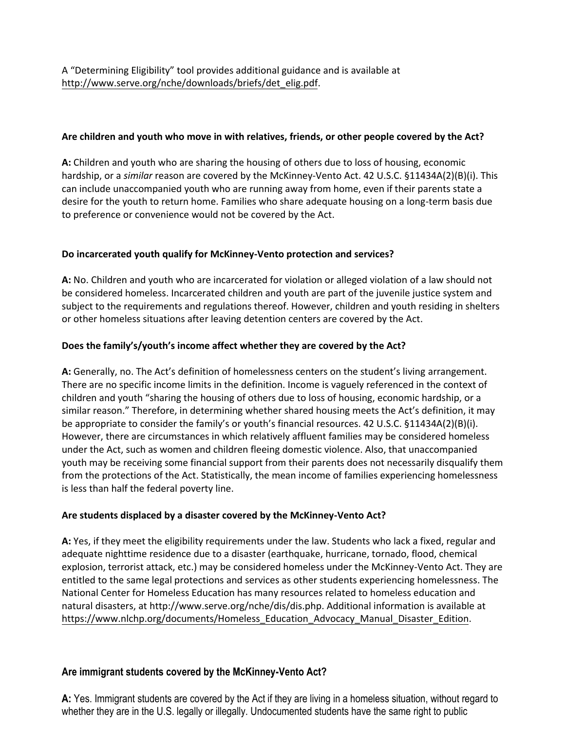A "Determining Eligibility" tool provides additional guidance and is available at http://www.serve.org/nche/downloads/briefs/det_elig.pdf.

**Are children and youth who move in with relatives, friends, or other people covered by the Act?**

**A:** Children and youth who are sharing the housing of others due to loss of housing, economic hardship, or a *similar* reason are covered by the McKinney-Vento Act. 42 U.S.C. §11434A(2)(B)(i). This can include unaccompanied youth who are running away from home, even if their parents state a desire for the youth to return home. Families who share adequate housing on a long-term basis due to preference or convenience would not be covered by the Act.

**Do incarcerated youth qualify for McKinney-Vento protection and services?**

**A:** No. Children and youth who are incarcerated for violation or alleged violation of a law should not be considered homeless. Incarcerated children and youth are part of the juvenile justice system and subject to the requirements and regulations thereof. However, children and youth residing in shelters or other homeless situations after leaving detention centers are covered by the Act.

**Does the family's/youth's income affect whether they are covered by the Act?**

**A:** Generally, no. The Act's definition of homelessness centers on the student's living arrangement. There are no specific income limits in the definition. Income is vaguely referenced in the context of children and youth "sharing the housing of others due to loss of housing, economic hardship, or a similar reason." Therefore, in determining whether shared housing meets the Act's definition, it may be appropriate to consider the family's or youth's financial resources. 42 U.S.C. §11434A(2)(B)(i). However, there are circumstances in which relatively affluent families may be considered homeless under the Act, such as women and children fleeing domestic violence. Also, that unaccompanied youth may be receiving some financial support from their parents does not necessarily disqualify them from the protections of the Act. Statistically, the mean income of families experiencing homelessness is less than half the federal poverty line.

**Are students displaced by a disaster covered by the McKinney-Vento Act?**

**A:** Yes, if they meet the eligibility requirements under the law. Students who lack a fixed, regular and adequate nighttime residence due to a disaster (earthquake, hurricane, tornado, flood, chemical explosion, terrorist attack, etc.) may be considered homeless under the McKinney-Vento Act. They are entitled to the same legal protections and services as other students experiencing homelessness. The National Center for Homeless Education has many resources related to homeless education and natural disasters, at http://www.serve.org/nche/dis/dis.php. Additional information is available at https://www.nlchp.org/documents/Homeless_Education_Advocacy_Manual_Disaster_Edition.

**Are immigrant students covered by the McKinney-Vento Act?**

**A:** Yes. Immigrant students are covered by the Act if they are living in a homeless situation, without regard to whether they are in the U.S. legally or illegally. Undocumented students have the same right to public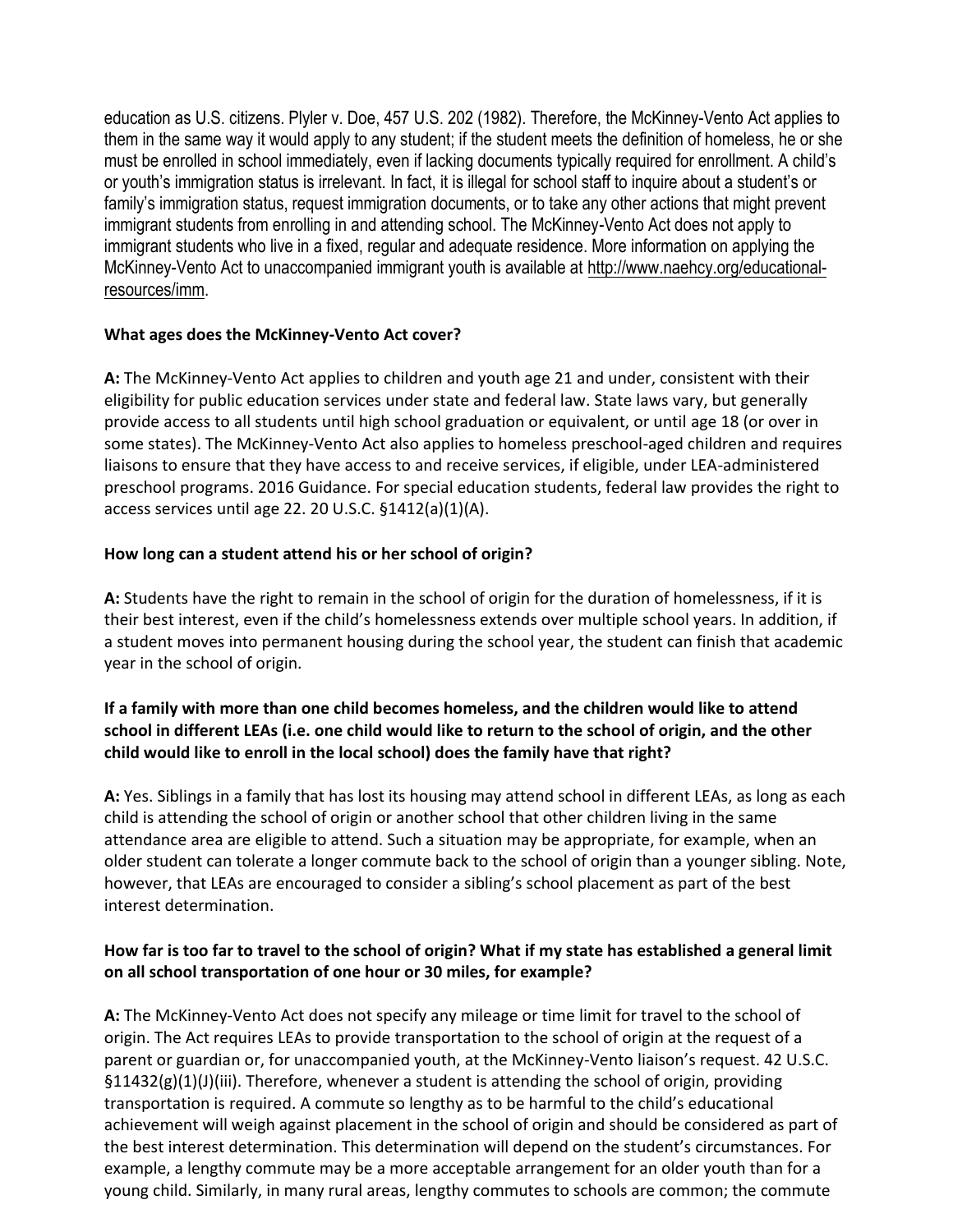education as U.S. citizens. Plyler v. Doe, 457 U.S. 202 (1982). Therefore, the McKinney-Vento Act applies to them in the same way it would apply to any student; if the student meets the definition of homeless, he or she must be enrolled in school immediately, even if lacking documents typically required for enrollment. A child's or youth's immigration status is irrelevant. In fact, it is illegal for school staff to inquire about a student's or family's immigration status, request immigration documents, or to take any other actions that might prevent immigrant students from enrolling in and attending school. The McKinney-Vento Act does not apply to immigrant students who live in a fixed, regular and adequate residence. More information on applying the McKinney-Vento Act to unaccompanied immigrant youth is available at http://www.naehcy.org/educational-resources/imm.

**What ages does the McKinney-Vento Act cover?**

**A:** The McKinney-Vento Act applies to children and youth age 21 and under, consistent with their eligibility for public education services under state and federal law. State laws vary, but generally provide access to all students until high school graduation or equivalent, or until age 18 (or over in some states). The McKinney-Vento Act also applies to homeless preschool-aged children and requires liaisons to ensure that they have access to and receive services, if eligible, under LEA-administered preschool programs. 2016 Guidance. For special education students, federal law provides the right to access services until age 22. 20 U.S.C. §1412(a)(1)(A).

**How long can a student attend his or her school of origin?**

**A:** Students have the right to remain in the school of origin for the duration of homelessness, if it is their best interest, even if the child's homelessness extends over multiple school years. In addition, if a student moves into permanent housing during the school year, the student can finish that academic year in the school of origin.

**If a family with more than one child becomes homeless, and the children would like to attend school in different LEAs (i.e. one child would like to return to the school of origin, and the other child would like to enroll in the local school) does the family have that right?**

**A:** Yes. Siblings in a family that has lost its housing may attend school in different LEAs, as long as each child is attending the school of origin or another school that other children living in the same attendance area are eligible to attend. Such a situation may be appropriate, for example, when an older student can tolerate a longer commute back to the school of origin than a younger sibling. Note, however, that LEAs are encouraged to consider a sibling's school placement as part of the best interest determination.

**How far is too far to travel to the school of origin? What if my state has established a general limit on all school transportation of one hour or 30 miles, for example?**

**A:** The McKinney-Vento Act does not specify any mileage or time limit for travel to the school of origin. The Act requires LEAs to provide transportation to the school of origin at the request of a parent or guardian or, for unaccompanied youth, at the McKinney-Vento liaison's request. 42 U.S.C. §11432(g)(1)(J)(iii). Therefore, whenever a student is attending the school of origin, providing transportation is required. A commute so lengthy as to be harmful to the child's educational achievement will weigh against placement in the school of origin and should be considered as part of the best interest determination. This determination will depend on the student's circumstances. For example, a lengthy commute may be a more acceptable arrangement for an older youth than for a young child. Similarly, in many rural areas, lengthy commutes to schools are common; the commute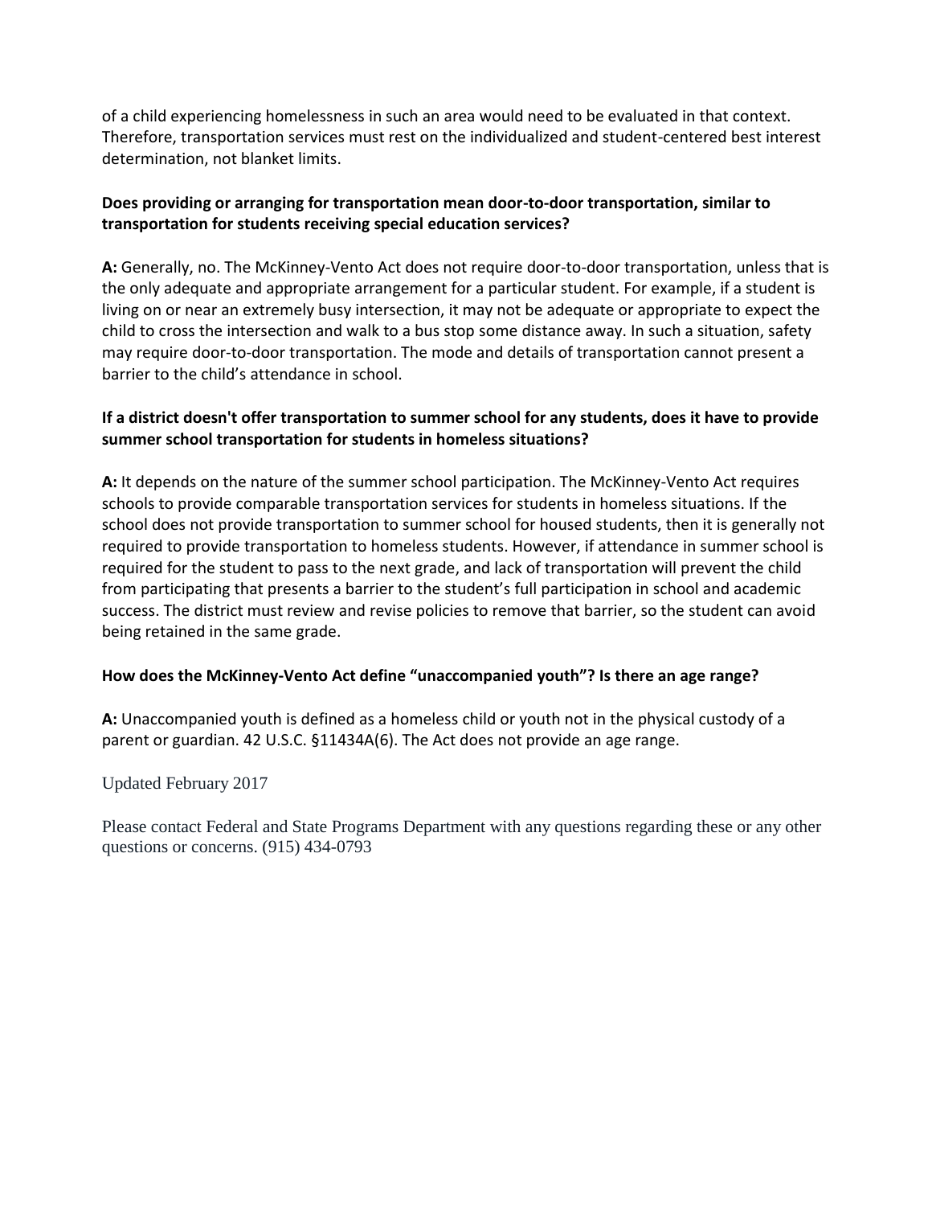of a child experiencing homelessness in such an area would need to be evaluated in that context. Therefore, transportation services must rest on the individualized and student-centered best interest determination, not blanket limits.

**Does providing or arranging for transportation mean door-to-door transportation, similar to transportation for students receiving special education services?**

**A:** Generally, no. The McKinney-Vento Act does not require door-to-door transportation, unless that is the only adequate and appropriate arrangement for a particular student. For example, if a student is living on or near an extremely busy intersection, it may not be adequate or appropriate to expect the child to cross the intersection and walk to a bus stop some distance away. In such a situation, safety may require door-to-door transportation. The mode and details of transportation cannot present a barrier to the child's attendance in school.

**If a district doesn't offer transportation to summer school for any students, does it have to provide summer school transportation for students in homeless situations?**

**A:** It depends on the nature of the summer school participation. The McKinney-Vento Act requires schools to provide comparable transportation services for students in homeless situations. If the school does not provide transportation to summer school for housed students, then it is generally not required to provide transportation to homeless students. However, if attendance in summer school is required for the student to pass to the next grade, and lack of transportation will prevent the child from participating that presents a barrier to the student's full participation in school and academic success. The district must review and revise policies to remove that barrier, so the student can avoid being retained in the same grade.

**How does the McKinney-Vento Act define "unaccompanied youth"? Is there an age range?**

**A:** Unaccompanied youth is defined as a homeless child or youth not in the physical custody of a parent or guardian. 42 U.S.C. §11434A(6). The Act does not provide an age range.

Updated February 2017

Please contact Federal and State Programs Department with any questions regarding these or any other questions or concerns. (915) 434-0793